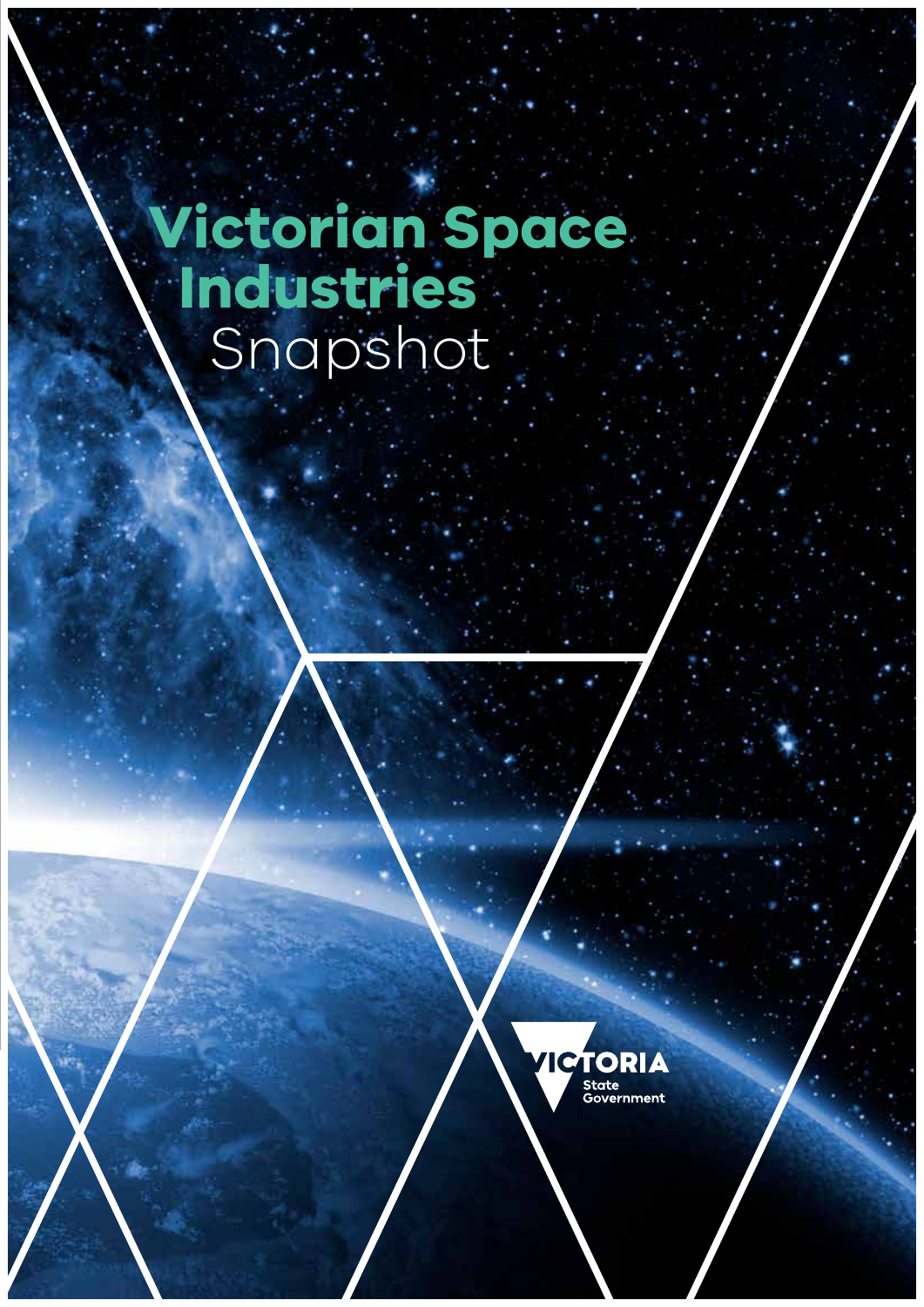# Victorian Space Industries

Snapshot

VICTORIA State Government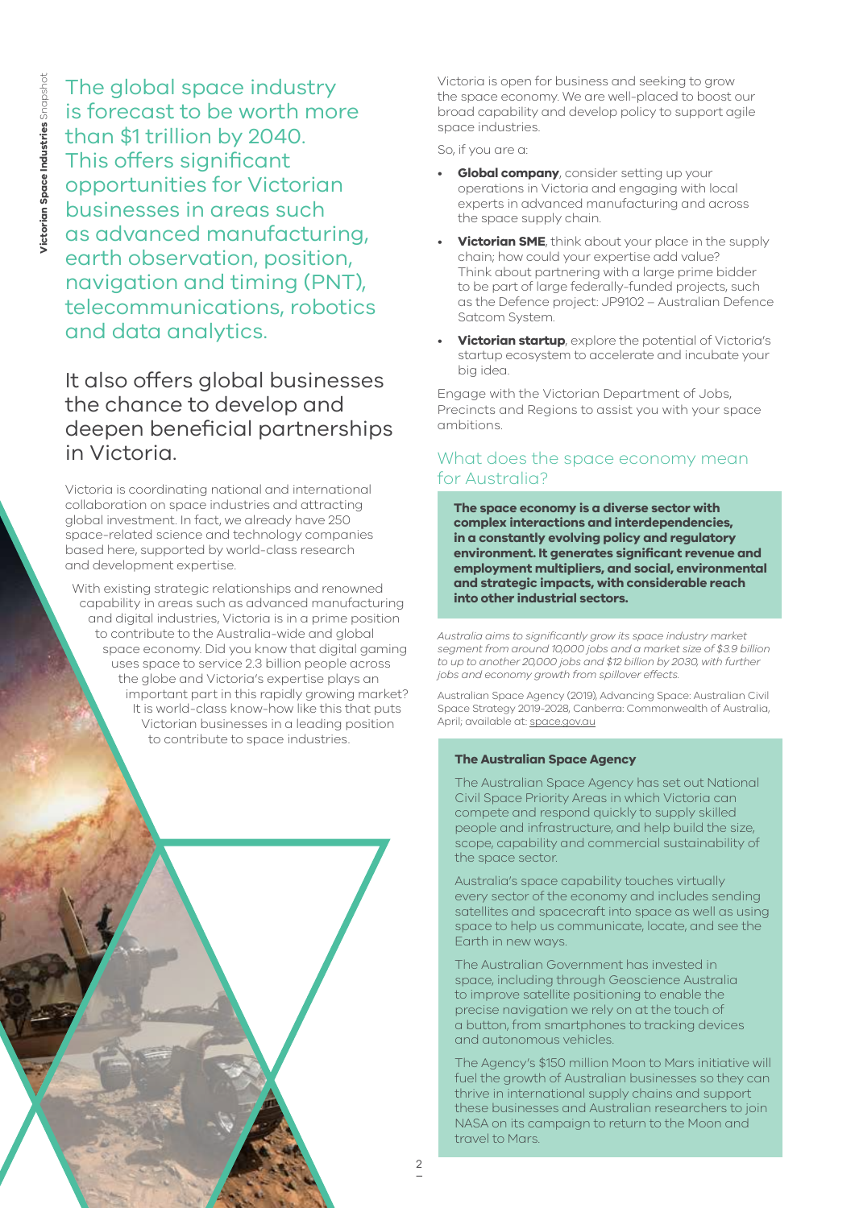The global space industry is forecast to be worth more than $1 trillion by 2040. This offers significant opportunities for Victorian businesses in areas such as advanced manufacturing, earth observation, position, navigation and timing (PNT), telecommunications, robotics and data analytics.

It also offers global businesses the chance to develop and deepen beneficial partnerships in Victoria.

Victoria is coordinating national and international collaboration on space industries and attracting global investment. In fact, we already have 250 space-related science and technology companies based here, supported by world-class research and development expertise.

With existing strategic relationships and renowned capability in areas such as advanced manufacturing and digital industries, Victoria is in a prime position to contribute to the Australia-wide and global space economy. Did you know that digital gaming uses space to service 2.3 billion people across the globe and Victoria's expertise plays an important part in this rapidly growing market? It is world-class know-how like this that puts Victorian businesses in a leading position to contribute to space industries.

Victoria is open for business and seeking to grow the space economy. We are well-placed to boost our broad capability and develop policy to support agile space industries.

So, if you are a:

- **Global company**, consider setting up your operations in Victoria and engaging with local experts in advanced manufacturing and across the space supply chain.
- **Victorian SME**, think about your place in the supply chain; how could your expertise add value? Think about partnering with a large prime bidder to be part of large federally-funded projects, such as the Defence project: JP9102 – Australian Defence Satcom System.
- **Victorian startup**, explore the potential of Victoria's startup ecosystem to accelerate and incubate your big idea.

Engage with the Victorian Department of Jobs, Precincts and Regions to assist you with your space ambitions.

## What does the space economy mean for Australia?

**The space economy is a diverse sector with complex interactions and interdependencies, in a constantly evolving policy and regulatory environment. It generates significant revenue and employment multipliers, and social, environmental and strategic impacts, with considerable reach into other industrial sectors.**

*Australia aims to significantly grow its space industry market segment from around 10,000 jobs and a market size of $3.9 billion to up to another 20,000 jobs and $12 billion by 2030, with further jobs and economy growth from spillover effects.*

Australian Space Agency (2019), Advancing Space: Australian Civil Space Strategy 2019-2028, Canberra: Commonwealth of Australia, April; available at: space.gov.au

### The Australian Space Agency

The Australian Space Agency has set out National Civil Space Priority Areas in which Victoria can compete and respond quickly to supply skilled people and infrastructure, and help build the size, scope, capability and commercial sustainability of the space sector.

Australia's space capability touches virtually every sector of the economy and includes sending satellites and spacecraft into space as well as using space to help us communicate, locate, and see the Earth in new ways.

The Australian Government has invested in space, including through Geoscience Australia to improve satellite positioning to enable the precise navigation we rely on at the touch of a button, from smartphones to tracking devices and autonomous vehicles.

The Agency's $150 million Moon to Mars initiative will fuel the growth of Australian businesses so they can thrive in international supply chains and support these businesses and Australian researchers to join NASA on its campaign to return to the Moon and travel to Mars.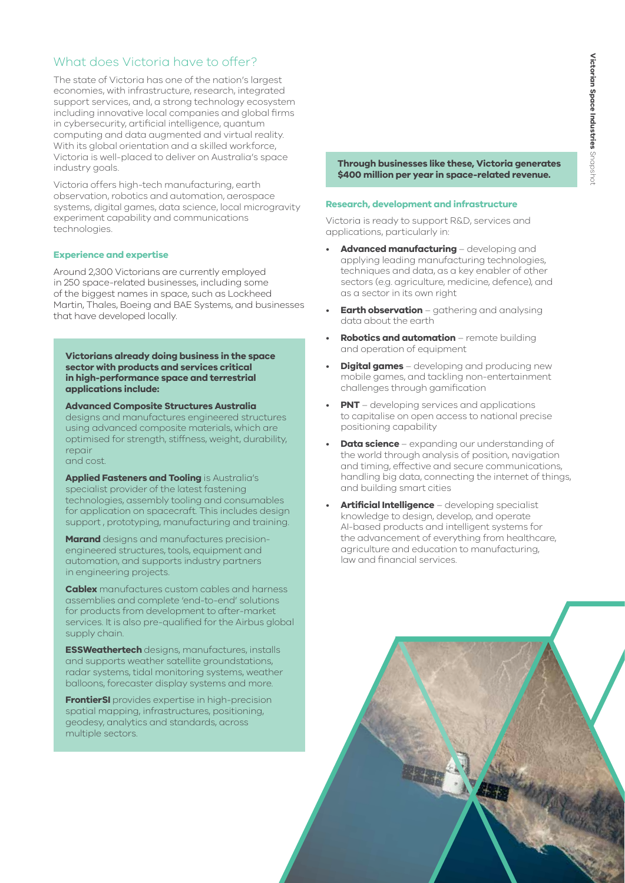## What does Victoria have to offer?

The state of Victoria has one of the nation's largest economies, with infrastructure, research, integrated support services, and, a strong technology ecosystem including innovative local companies and global firms in cybersecurity, artificial intelligence, quantum computing and data augmented and virtual reality. With its global orientation and a skilled workforce, Victoria is well-placed to deliver on Australia's space industry goals.

Victoria offers high-tech manufacturing, earth observation, robotics and automation, aerospace systems, digital games, data science, local microgravity experiment capability and communications technologies.

### Experience and expertise

Around 2,300 Victorians are currently employed in 250 space-related businesses, including some of the biggest names in space, such as Lockheed Martin, Thales, Boeing and BAE Systems, and businesses that have developed locally.

**Victorians already doing business in the space sector with products and services critical in high-performance space and terrestrial applications include:**

**Advanced Composite Structures Australia** designs and manufactures engineered structures using advanced composite materials, which are optimised for strength, stiffness, weight, durability, repair and cost.

**Applied Fasteners and Tooling** is Australia's specialist provider of the latest fastening technologies, assembly tooling and consumables for application on spacecraft. This includes design support , prototyping, manufacturing and training.

**Marand** designs and manufactures precision-engineered structures, tools, equipment and automation, and supports industry partners in engineering projects.

**Cablex** manufactures custom cables and harness assemblies and complete 'end-to-end' solutions for products from development to after-market services. It is also pre-qualified for the Airbus global supply chain.

**ESSWeathertech** designs, manufactures, installs and supports weather satellite groundstations, radar systems, tidal monitoring systems, weather balloons, forecaster display systems and more.

**FrontierSI** provides expertise in high-precision spatial mapping, infrastructures, positioning, geodesy, analytics and standards, across multiple sectors.

**Through businesses like these, Victoria generates $400 million per year in space-related revenue.**

### Research, development and infrastructure

Victoria is ready to support R&D, services and applications, particularly in:

- **Advanced manufacturing** – developing and applying leading manufacturing technologies, techniques and data, as a key enabler of other sectors (e.g. agriculture, medicine, defence), and as a sector in its own right
- **Earth observation** – gathering and analysing data about the earth
- **Robotics and automation** – remote building and operation of equipment
- **Digital games** – developing and producing new mobile games, and tackling non-entertainment challenges through gamification
- **PNT** – developing services and applications to capitalise on open access to national precise positioning capability
- **Data science** – expanding our understanding of the world through analysis of position, navigation and timing, effective and secure communications, handling big data, connecting the internet of things, and building smart cities
- **Artificial Intelligence** – developing specialist knowledge to design, develop, and operate AI-based products and intelligent systems for the advancement of everything from healthcare, agriculture and education to manufacturing, law and financial services.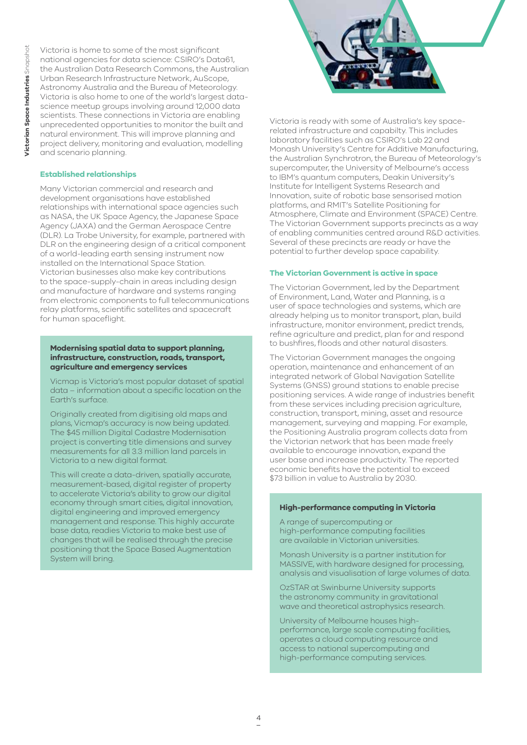Victoria is home to some of the most significant national agencies for data science: CSIRO's Data61, the Australian Data Research Commons, the Australian Urban Research Infrastructure Network, AuScope, Astronomy Australia and the Bureau of Meteorology. Victoria is also home to one of the world's largest data-science meetup groups involving around 12,000 data scientists. These connections in Victoria are enabling unprecedented opportunities to monitor the built and natural environment. This will improve planning and project delivery, monitoring and evaluation, modelling and scenario planning.

### Established relationships

Many Victorian commercial and research and development organisations have established relationships with international space agencies such as NASA, the UK Space Agency, the Japanese Space Agency (JAXA) and the German Aerospace Centre (DLR). La Trobe University, for example, partnered with DLR on the engineering design of a critical component of a world-leading earth sensing instrument now installed on the International Space Station. Victorian businesses also make key contributions to the space-supply-chain in areas including design and manufacture of hardware and systems ranging from electronic components to full telecommunications relay platforms, scientific satellites and spacecraft for human spaceflight.

> **Modernising spatial data to support planning, infrastructure, construction, roads, transport, agriculture and emergency services**
>
> Vicmap is Victoria's most popular dataset of spatial data – information about a specific location on the Earth's surface.
>
> Originally created from digitising old maps and plans, Vicmap's accuracy is now being updated. The $45 million Digital Cadastre Modernisation project is converting title dimensions and survey measurements for all 3.3 million land parcels in Victoria to a new digital format.
>
> This will create a data-driven, spatially accurate, measurement-based, digital register of property to accelerate Victoria's ability to grow our digital economy through smart cities, digital innovation, digital engineering and improved emergency management and response. This highly accurate base data, readies Victoria to make best use of changes that will be realised through the precise positioning that the Space Based Augmentation System will bring.

Victoria is ready with some of Australia's key space-related infrastructure and capabilty. This includes laboratory facilities such as CSIRO's Lab 22 and Monash University's Centre for Additive Manufacturing, the Australian Synchrotron, the Bureau of Meteorology's supercomputer, the University of Melbourne's access to IBM's quantum computers, Deakin University's Institute for Intelligent Systems Research and Innovation, suite of robotic base sensorised motion platforms, and RMIT's Satellite Positioning for Atmosphere, Climate and Environment (SPACE) Centre. The Victorian Government supports precincts as a way of enabling communities centred around R&D activities. Several of these precincts are ready or have the potential to further develop space capability.

### The Victorian Government is active in space

The Victorian Government, led by the Department of Environment, Land, Water and Planning, is a user of space technologies and systems, which are already helping us to monitor transport, plan, build infrastructure, monitor environment, predict trends, refine agriculture and predict, plan for and respond to bushfires, floods and other natural disasters.

The Victorian Government manages the ongoing operation, maintenance and enhancement of an integrated network of Global Navigation Satellite Systems (GNSS) ground stations to enable precise positioning services. A wide range of industries benefit from these services including precision agriculture, construction, transport, mining, asset and resource management, surveying and mapping. For example, the Positioning Australia program collects data from the Victorian network that has been made freely available to encourage innovation, expand the user base and increase productivity. The reported economic benefits have the potential to exceed $73 billion in value to Australia by 2030.

> **High-performance computing in Victoria**
>
> A range of supercomputing or high-performance computing facilities are available in Victorian universities.
>
> Monash University is a partner institution for MASSIVE, with hardware designed for processing, analysis and visualisation of large volumes of data.
>
> OzSTAR at Swinburne University supports the astronomy community in gravitational wave and theoretical astrophysics research.
>
> University of Melbourne houses high-performance, large scale computing facilities, operates a cloud computing resource and access to national supercomputing and high-performance computing services.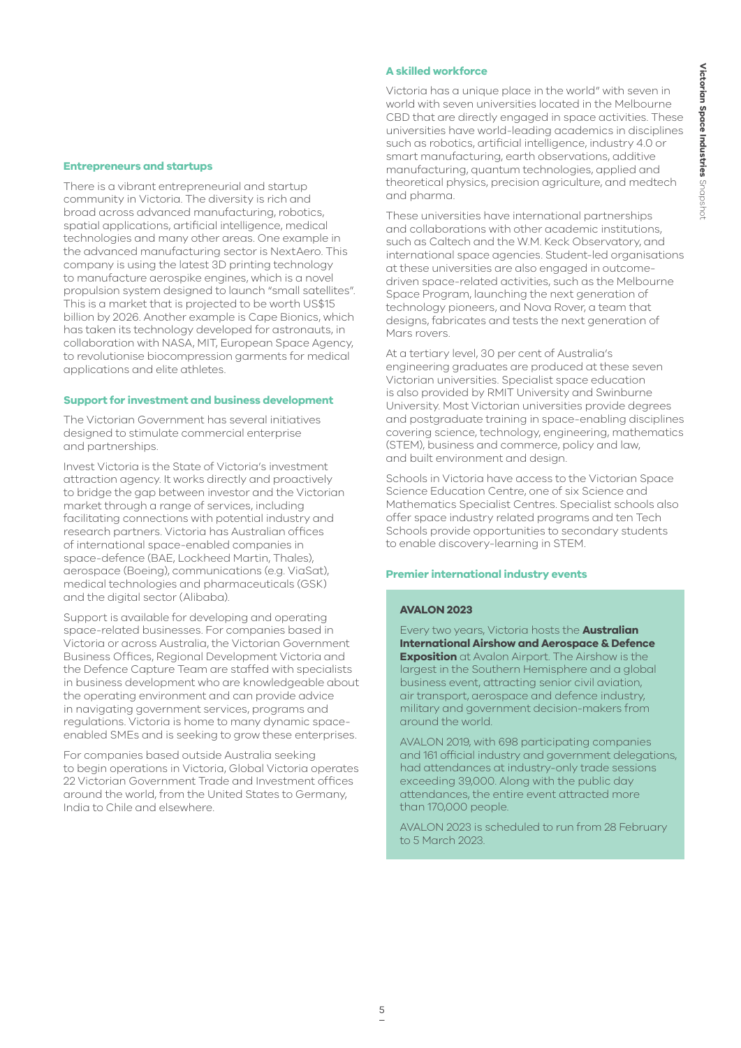### Entrepreneurs and startups

There is a vibrant entrepreneurial and startup community in Victoria. The diversity is rich and broad across advanced manufacturing, robotics, spatial applications, artificial intelligence, medical technologies and many other areas. One example in the advanced manufacturing sector is NextAero. This company is using the latest 3D printing technology to manufacture aerospike engines, which is a novel propulsion system designed to launch "small satellites". This is a market that is projected to be worth US$15 billion by 2026. Another example is Cape Bionics, which has taken its technology developed for astronauts, in collaboration with NASA, MIT, European Space Agency, to revolutionise biocompression garments for medical applications and elite athletes.

### Support for investment and business development

The Victorian Government has several initiatives designed to stimulate commercial enterprise and partnerships.

Invest Victoria is the State of Victoria's investment attraction agency. It works directly and proactively to bridge the gap between investor and the Victorian market through a range of services, including facilitating connections with potential industry and research partners. Victoria has Australian offices of international space-enabled companies in space-defence (BAE, Lockheed Martin, Thales), aerospace (Boeing), communications (e.g. ViaSat), medical technologies and pharmaceuticals (GSK) and the digital sector (Alibaba).

Support is available for developing and operating space-related businesses. For companies based in Victoria or across Australia, the Victorian Government Business Offices, Regional Development Victoria and the Defence Capture Team are staffed with specialists in business development who are knowledgeable about the operating environment and can provide advice in navigating government services, programs and regulations. Victoria is home to many dynamic space-enabled SMEs and is seeking to grow these enterprises.

For companies based outside Australia seeking to begin operations in Victoria, Global Victoria operates 22 Victorian Government Trade and Investment offices around the world, from the United States to Germany, India to Chile and elsewhere.

### A skilled workforce

Victoria has a unique place in the world" with seven in world with seven universities located in the Melbourne CBD that are directly engaged in space activities. These universities have world-leading academics in disciplines such as robotics, artificial intelligence, industry 4.0 or smart manufacturing, earth observations, additive manufacturing, quantum technologies, applied and theoretical physics, precision agriculture, and medtech and pharma.

These universities have international partnerships and collaborations with other academic institutions, such as Caltech and the W.M. Keck Observatory, and international space agencies. Student-led organisations at these universities are also engaged in outcome-driven space-related activities, such as the Melbourne Space Program, launching the next generation of technology pioneers, and Nova Rover, a team that designs, fabricates and tests the next generation of Mars rovers.

At a tertiary level, 30 per cent of Australia's engineering graduates are produced at these seven Victorian universities. Specialist space education is also provided by RMIT University and Swinburne University. Most Victorian universities provide degrees and postgraduate training in space-enabling disciplines covering science, technology, engineering, mathematics (STEM), business and commerce, policy and law, and built environment and design.

Schools in Victoria have access to the Victorian Space Science Education Centre, one of six Science and Mathematics Specialist Centres. Specialist schools also offer space industry related programs and ten Tech Schools provide opportunities to secondary students to enable discovery-learning in STEM.

### Premier international industry events

#### AVALON 2023

Every two years, Victoria hosts the **Australian International Airshow and Aerospace & Defence Exposition** at Avalon Airport. The Airshow is the largest in the Southern Hemisphere and a global business event, attracting senior civil aviation, air transport, aerospace and defence industry, military and government decision-makers from around the world.

AVALON 2019, with 698 participating companies and 161 official industry and government delegations, had attendances at industry-only trade sessions exceeding 39,000. Along with the public day attendances, the entire event attracted more than 170,000 people.

AVALON 2023 is scheduled to run from 28 February to 5 March 2023.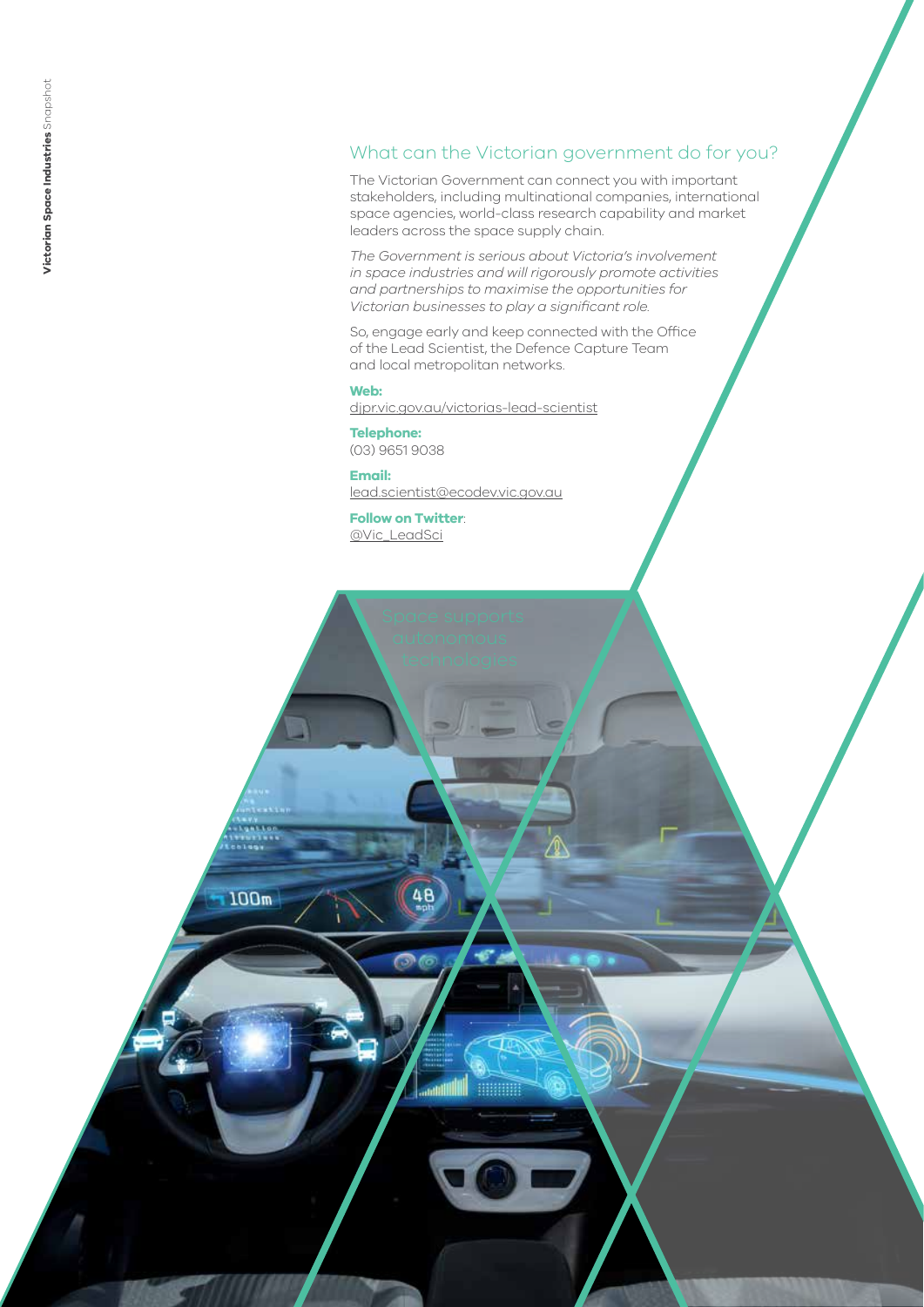## What can the Victorian government do for you?

The Victorian Government can connect you with important stakeholders, including multinational companies, international space agencies, world-class research capability and market leaders across the space supply chain.

*The Government is serious about Victoria's involvement in space industries and will rigorously promote activities and partnerships to maximise the opportunities for Victorian businesses to play a significant role.*

So, engage early and keep connected with the Office of the Lead Scientist, the Defence Capture Team and local metropolitan networks.

**Web:**
djpr.vic.gov.au/victorias-lead-scientist

**Telephone:**
(03) 9651 9038

**Email:**
lead.scientist@ecodev.vic.gov.au

**Follow on Twitter**:
@Vic_LeadSci

Space supports autonomous technologies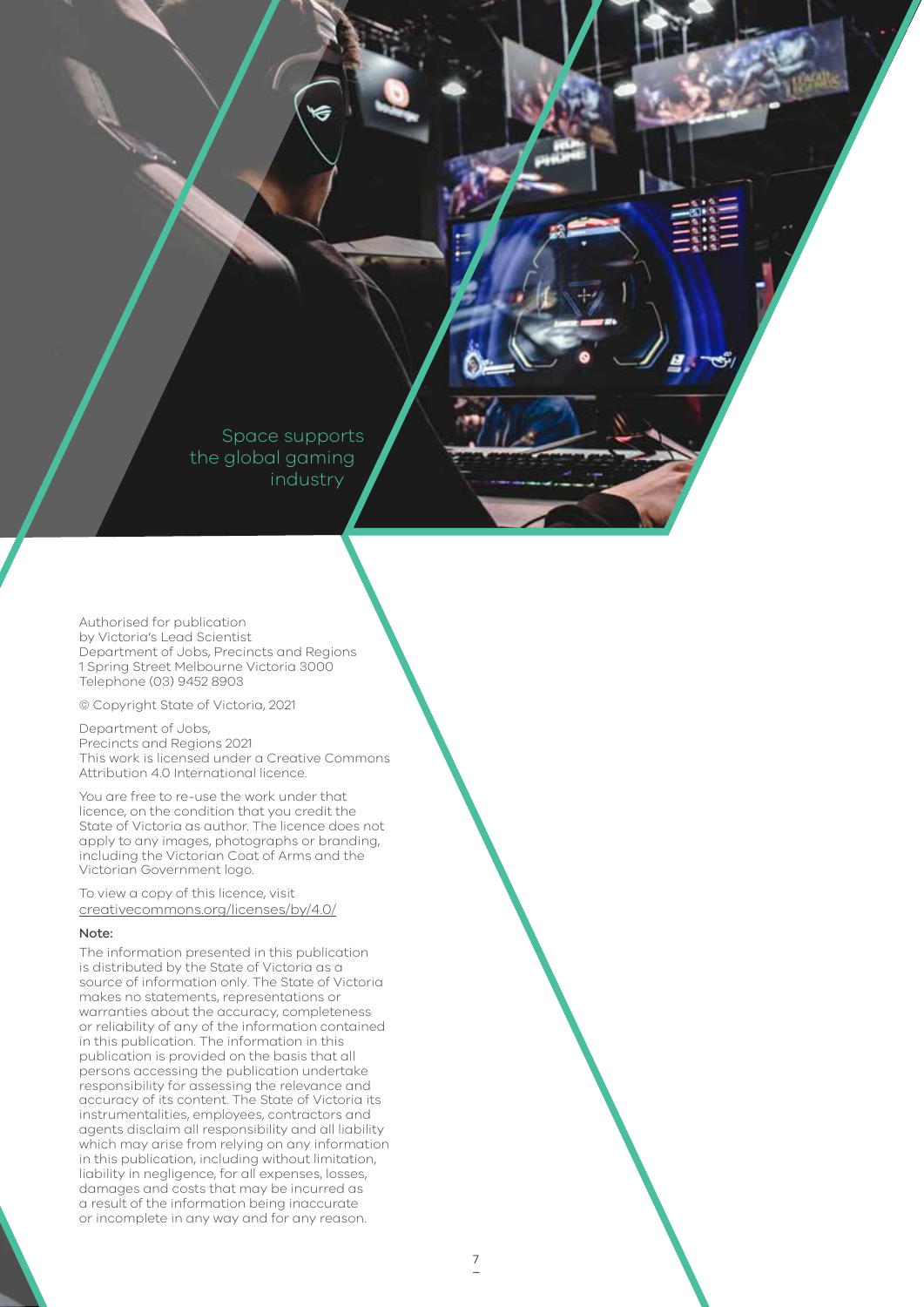Space supports the global gaming industry

Authorised for publication
by Victoria's Lead Scientist
Department of Jobs, Precincts and Regions
1 Spring Street Melbourne Victoria 3000
Telephone (03) 9452 8903

© Copyright State of Victoria, 2021

Department of Jobs,
Precincts and Regions 2021
This work is licensed under a Creative Commons Attribution 4.0 International licence.

You are free to re-use the work under that licence, on the condition that you credit the State of Victoria as author. The licence does not apply to any images, photographs or branding, including the Victorian Coat of Arms and the Victorian Government logo.

To view a copy of this licence, visit
creativecommons.org/licenses/by/4.0/

**Note:**

The information presented in this publication is distributed by the State of Victoria as a source of information only. The State of Victoria makes no statements, representations or warranties about the accuracy, completeness or reliability of any of the information contained in this publication. The information in this publication is provided on the basis that all persons accessing the publication undertake responsibility for assessing the relevance and accuracy of its content. The State of Victoria its instrumentalities, employees, contractors and agents disclaim all responsibility and all liability which may arise from relying on any information in this publication, including without limitation, liability in negligence, for all expenses, losses, damages and costs that may be incurred as a result of the information being inaccurate or incomplete in any way and for any reason.